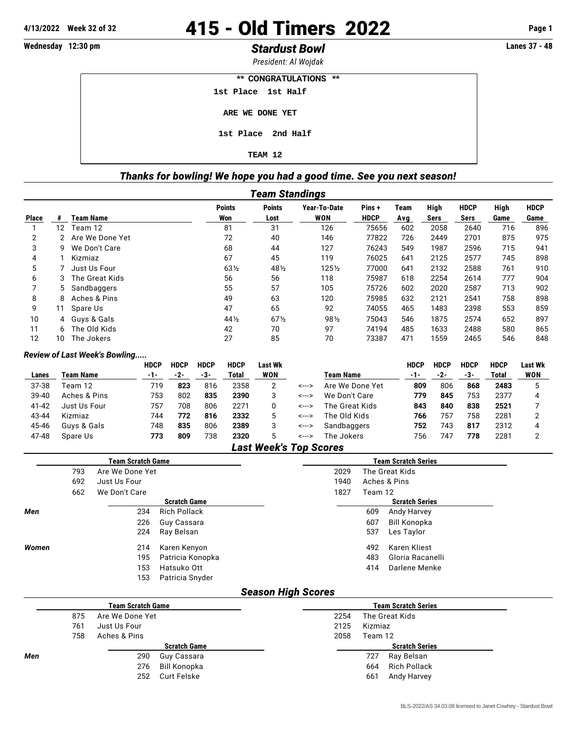4/13/2022 Week 32 of 32

# 415 - Old Timers 2022

Wednesday 12:30 pm

## *Stardust Bowl*

*President: Al Wojdak*

Lanes 37 - 48

** CONGRATULATIONS **

1st Place 1st Half

ARE WE DONE YET

1st Place 2nd Half

TEAM 12

### *Thanks for bowling! We hope you had a good time. See you next season!*

## *Team Standings*

| Place | # | Team Name | Points Won | Points Lost | Year-To-Date WON | Pins + HDCP | Team Avg | High Sers | HDCP Sers | High Game | HDCP Game |
|---|---|---|---|---|---|---|---|---|---|---|---|
| 1 | 12 | Team 12 | 81 | 31 | 126 | 75656 | 602 | 2058 | 2640 | 716 | 896 |
| 2 | 2 | Are We Done Yet | 72 | 40 | 146 | 77822 | 726 | 2449 | 2701 | 875 | 975 |
| 3 | 9 | We Don't Care | 68 | 44 | 127 | 76243 | 549 | 1987 | 2596 | 715 | 941 |
| 4 | 1 | Kizmiaz | 67 | 45 | 119 | 76025 | 641 | 2125 | 2577 | 745 | 898 |
| 5 | 7 | Just Us Four | 63½ | 48½ | 125½ | 77000 | 641 | 2132 | 2588 | 761 | 910 |
| 6 | 3 | The Great Kids | 56 | 56 | 118 | 75987 | 618 | 2254 | 2614 | 777 | 904 |
| 7 | 5 | Sandbaggers | 55 | 57 | 105 | 75726 | 602 | 2020 | 2587 | 713 | 902 |
| 8 | 8 | Aches & Pins | 49 | 63 | 120 | 75985 | 632 | 2121 | 2541 | 758 | 898 |
| 9 | 11 | Spare Us | 47 | 65 | 92 | 74055 | 465 | 1483 | 2398 | 553 | 859 |
| 10 | 4 | Guys & Gals | 44½ | 67½ | 98½ | 75043 | 546 | 1875 | 2574 | 652 | 897 |
| 11 | 6 | The Old Kids | 42 | 70 | 97 | 74194 | 485 | 1633 | 2488 | 580 | 865 |
| 12 | 10 | The Jokers | 27 | 85 | 70 | 73387 | 471 | 1559 | 2465 | 546 | 848 |

### *Review of Last Week's Bowling.....*

| Lanes | Team Name | HDCP -1- | HDCP -2- | HDCP -3- | HDCP Total | Last Wk WON | | Team Name | HDCP -1- | HDCP -2- | HDCP -3- | HDCP Total | Last Wk WON |
|---|---|---|---|---|---|---|---|---|---|---|---|---|---|
| 37-38 | Team 12 | 719 | **823** | 816 | 2358 | 2 | <---> | Are We Done Yet | **809** | 806 | **868** | **2483** | 5 |
| 39-40 | Aches & Pins | 753 | 802 | **835** | **2390** | 3 | <---> | We Don't Care | **779** | **845** | 753 | 2377 | 4 |
| 41-42 | Just Us Four | 757 | 708 | 806 | 2271 | 0 | <---> | The Great Kids | **843** | **840** | **838** | **2521** | 7 |
| 43-44 | Kizmiaz | 744 | **772** | **816** | **2332** | 5 | <---> | The Old Kids | **766** | 757 | 758 | 2281 | 2 |
| 45-46 | Guys & Gals | 748 | **835** | 806 | **2389** | 3 | <---> | Sandbaggers | **752** | 743 | **817** | 2312 | 4 |
| 47-48 | Spare Us | **773** | **809** | 738 | **2320** | 5 | <---> | The Jokers | 756 | 747 | **778** | 2281 | 2 |

## *Last Week's Top Scores*

| Team Scratch Game | | Team Scratch Series | |
|---|---|---|---|
| 793 | Are We Done Yet | 2029 | The Great Kids |
| 692 | Just Us Four | 1940 | Aches & Pins |
| 662 | We Don't Care | 1827 | Team 12 |

| | Scratch Game | | Scratch Series | |
|---|---|---|---|---|
| *Men* | 234 | Rich Pollack | 609 | Andy Harvey |
| | 226 | Guy Cassara | 607 | Bill Konopka |
| | 224 | Ray Belsan | 537 | Les Taylor |
| *Women* | 214 | Karen Kenyon | 492 | Karen Kliest |
| | 195 | Patricia Konopka | 483 | Gloria Racanelli |
| | 153 | Hatsuko Ott | 414 | Darlene Menke |
| | 153 | Patricia Snyder | | |

## *Season High Scores*

| Team Scratch Game | | Team Scratch Series | |
|---|---|---|---|
| 875 | Are We Done Yet | 2254 | The Great Kids |
| 761 | Just Us Four | 2125 | Kizmiaz |
| 758 | Aches & Pins | 2058 | Team 12 |

| | Scratch Game | | Scratch Series | |
|---|---|---|---|---|
| *Men* | 290 | Guy Cassara | 727 | Ray Belsan |
| | 276 | Bill Konopka | 664 | Rich Pollack |
| | 252 | Curt Felske | 661 | Andy Harvey |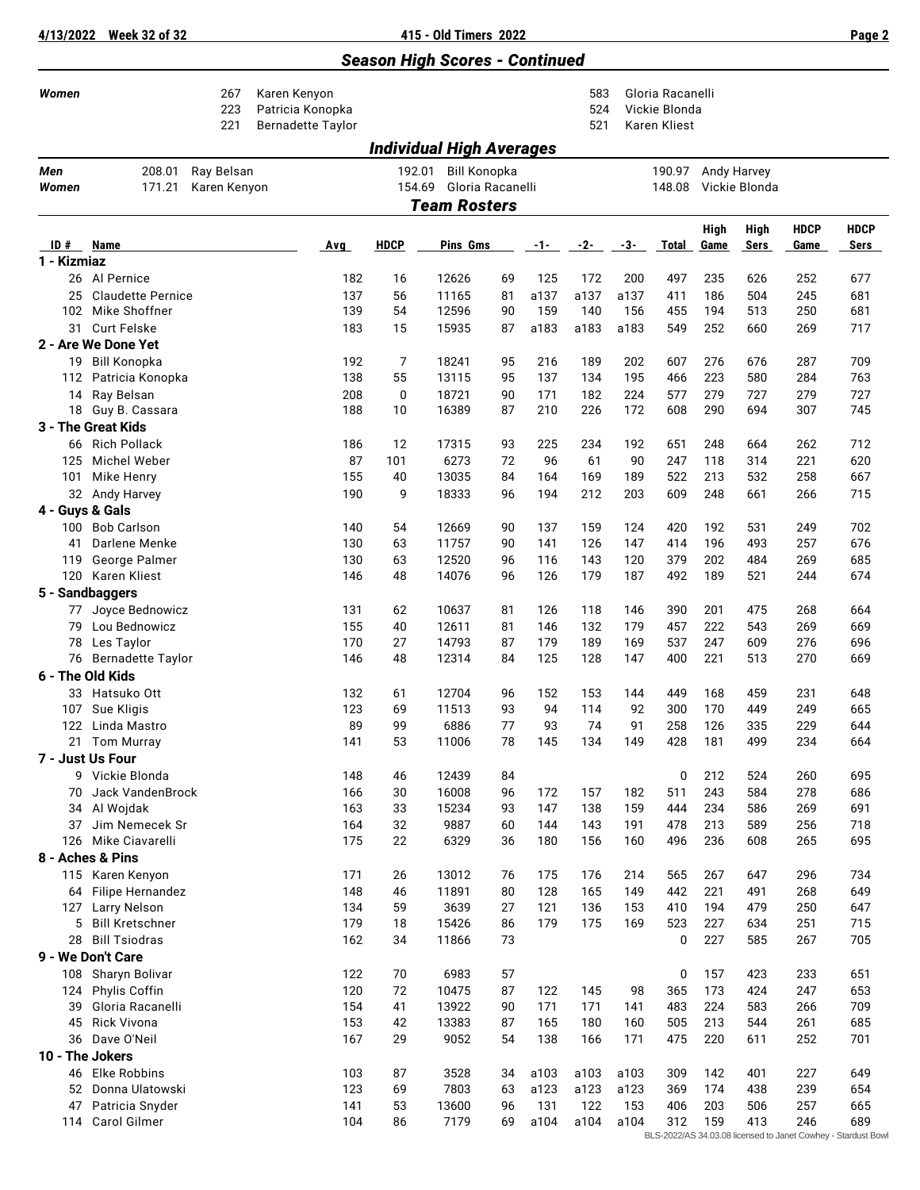## Season High Scores - Continued

| | | | | |
|---|---|---|---|---|
| **Women** | 267 | Karen Kenyon | 583 | Gloria Racanelli |
| | 223 | Patricia Konopka | 524 | Vickie Blonda |
| | 221 | Bernadette Taylor | 521 | Karen Kliest |

## Individual High Averages

| | | | | | | |
|---|---|---|---|---|---|---|
| **Men** | 208.01 | Ray Belsan | 192.01 | Bill Konopka | 190.97 | Andy Harvey |
| **Women** | 171.21 | Karen Kenyon | 154.69 | Gloria Racanelli | 148.08 | Vickie Blonda |

## Team Rosters

| ID # | Name | Avg | HDCP | Pins | Gms | -1- | -2- | -3- | Total | High Game | High Sers | HDCP Game | HDCP Sers |
|---|---|---|---|---|---|---|---|---|---|---|---|---|---|
| **1 - Kizmiaz** | | | | | | | | | | | | | |
| 26 | Al Pernice | 182 | 16 | 12626 | 69 | 125 | 172 | 200 | 497 | 235 | 626 | 252 | 677 |
| 25 | Claudette Pernice | 137 | 56 | 11165 | 81 | a137 | a137 | a137 | 411 | 186 | 504 | 245 | 681 |
| 102 | Mike Shoffner | 139 | 54 | 12596 | 90 | 159 | 140 | 156 | 455 | 194 | 513 | 250 | 681 |
| 31 | Curt Felske | 183 | 15 | 15935 | 87 | a183 | a183 | a183 | 549 | 252 | 660 | 269 | 717 |
| **2 - Are We Done Yet** | | | | | | | | | | | | | |
| 19 | Bill Konopka | 192 | 7 | 18241 | 95 | 216 | 189 | 202 | 607 | 276 | 676 | 287 | 709 |
| 112 | Patricia Konopka | 138 | 55 | 13115 | 95 | 137 | 134 | 195 | 466 | 223 | 580 | 284 | 763 |
| 14 | Ray Belsan | 208 | 0 | 18721 | 90 | 171 | 182 | 224 | 577 | 279 | 727 | 279 | 727 |
| 18 | Guy B. Cassara | 188 | 10 | 16389 | 87 | 210 | 226 | 172 | 608 | 290 | 694 | 307 | 745 |
| **3 - The Great Kids** | | | | | | | | | | | | | |
| 66 | Rich Pollack | 186 | 12 | 17315 | 93 | 225 | 234 | 192 | 651 | 248 | 664 | 262 | 712 |
| 125 | Michel Weber | 87 | 101 | 6273 | 72 | 96 | 61 | 90 | 247 | 118 | 314 | 221 | 620 |
| 101 | Mike Henry | 155 | 40 | 13035 | 84 | 164 | 169 | 189 | 522 | 213 | 532 | 258 | 667 |
| 32 | Andy Harvey | 190 | 9 | 18333 | 96 | 194 | 212 | 203 | 609 | 248 | 661 | 266 | 715 |
| **4 - Guys & Gals** | | | | | | | | | | | | | |
| 100 | Bob Carlson | 140 | 54 | 12669 | 90 | 137 | 159 | 124 | 420 | 192 | 531 | 249 | 702 |
| 41 | Darlene Menke | 130 | 63 | 11757 | 90 | 141 | 126 | 147 | 414 | 196 | 493 | 257 | 676 |
| 119 | George Palmer | 130 | 63 | 12520 | 96 | 116 | 143 | 120 | 379 | 202 | 484 | 269 | 685 |
| 120 | Karen Kliest | 146 | 48 | 14076 | 96 | 126 | 179 | 187 | 492 | 189 | 521 | 244 | 674 |
| **5 - Sandbaggers** | | | | | | | | | | | | | |
| 77 | Joyce Bednowicz | 131 | 62 | 10637 | 81 | 126 | 118 | 146 | 390 | 201 | 475 | 268 | 664 |
| 79 | Lou Bednowicz | 155 | 40 | 12611 | 81 | 146 | 132 | 179 | 457 | 222 | 543 | 269 | 669 |
| 78 | Les Taylor | 170 | 27 | 14793 | 87 | 179 | 189 | 169 | 537 | 247 | 609 | 276 | 696 |
| 76 | Bernadette Taylor | 146 | 48 | 12314 | 84 | 125 | 128 | 147 | 400 | 221 | 513 | 270 | 669 |
| **6 - The Old Kids** | | | | | | | | | | | | | |
| 33 | Hatsuko Ott | 132 | 61 | 12704 | 96 | 152 | 153 | 144 | 449 | 168 | 459 | 231 | 648 |
| 107 | Sue Kligis | 123 | 69 | 11513 | 93 | 94 | 114 | 92 | 300 | 170 | 449 | 249 | 665 |
| 122 | Linda Mastro | 89 | 99 | 6886 | 77 | 93 | 74 | 91 | 258 | 126 | 335 | 229 | 644 |
| 21 | Tom Murray | 141 | 53 | 11006 | 78 | 145 | 134 | 149 | 428 | 181 | 499 | 234 | 664 |
| **7 - Just Us Four** | | | | | | | | | | | | | |
| 9 | Vickie Blonda | 148 | 46 | 12439 | 84 | | | | 0 | 212 | 524 | 260 | 695 |
| 70 | Jack VandenBrock | 166 | 30 | 16008 | 96 | 172 | 157 | 182 | 511 | 243 | 584 | 278 | 686 |
| 34 | Al Wojdak | 163 | 33 | 15234 | 93 | 147 | 138 | 159 | 444 | 234 | 586 | 269 | 691 |
| 37 | Jim Nemecek Sr | 164 | 32 | 9887 | 60 | 144 | 143 | 191 | 478 | 213 | 589 | 256 | 718 |
| 126 | Mike Ciavarelli | 175 | 22 | 6329 | 36 | 180 | 156 | 160 | 496 | 236 | 608 | 265 | 695 |
| **8 - Aches & Pins** | | | | | | | | | | | | | |
| 115 | Karen Kenyon | 171 | 26 | 13012 | 76 | 175 | 176 | 214 | 565 | 267 | 647 | 296 | 734 |
| 64 | Filipe Hernandez | 148 | 46 | 11891 | 80 | 128 | 165 | 149 | 442 | 221 | 491 | 268 | 649 |
| 127 | Larry Nelson | 134 | 59 | 3639 | 27 | 121 | 136 | 153 | 410 | 194 | 479 | 250 | 647 |
| 5 | Bill Kretschner | 179 | 18 | 15426 | 86 | 179 | 175 | 169 | 523 | 227 | 634 | 251 | 715 |
| 28 | Bill Tsiodras | 162 | 34 | 11866 | 73 | | | | 0 | 227 | 585 | 267 | 705 |
| **9 - We Don't Care** | | | | | | | | | | | | | |
| 108 | Sharyn Bolivar | 122 | 70 | 6983 | 57 | | | | 0 | 157 | 423 | 233 | 651 |
| 124 | Phylis Coffin | 120 | 72 | 10475 | 87 | 122 | 145 | 98 | 365 | 173 | 424 | 247 | 653 |
| 39 | Gloria Racanelli | 154 | 41 | 13922 | 90 | 171 | 171 | 141 | 483 | 224 | 583 | 266 | 709 |
| 45 | Rick Vivona | 153 | 42 | 13383 | 87 | 165 | 180 | 160 | 505 | 213 | 544 | 261 | 685 |
| 36 | Dave O'Neil | 167 | 29 | 9052 | 54 | 138 | 166 | 171 | 475 | 220 | 611 | 252 | 701 |
| **10 - The Jokers** | | | | | | | | | | | | | |
| 46 | Elke Robbins | 103 | 87 | 3528 | 34 | a103 | a103 | a103 | 309 | 142 | 401 | 227 | 649 |
| 52 | Donna Ulatowski | 123 | 69 | 7803 | 63 | a123 | a123 | a123 | 369 | 174 | 438 | 239 | 654 |
| 47 | Patricia Snyder | 141 | 53 | 13600 | 96 | 131 | 122 | 153 | 406 | 203 | 506 | 257 | 665 |
| 114 | Carol Gilmer | 104 | 86 | 7179 | 69 | a104 | a104 | a104 | 312 | 159 | 413 | 246 | 689 |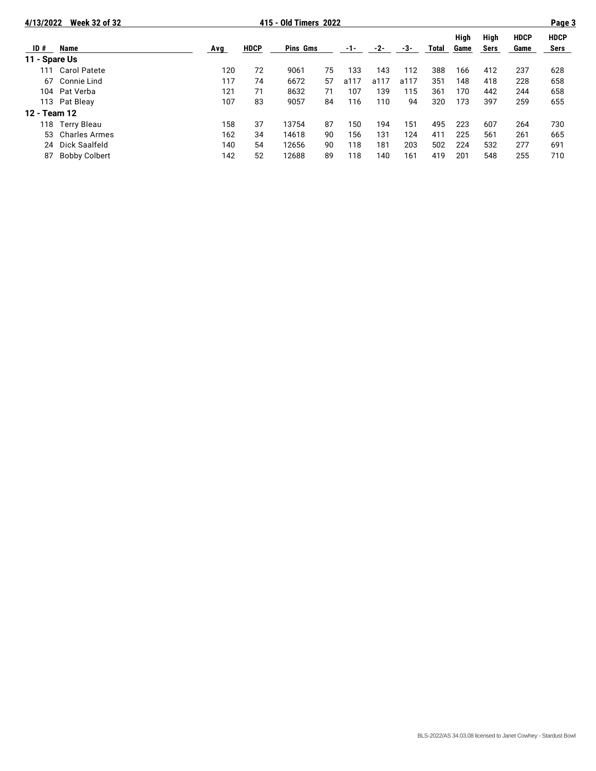| ID # | Name | Avg | HDCP | Pins | Gms | -1- | -2- | -3- | Total | High Game | High Sers | HDCP Game | HDCP Sers |
|---|---|---|---|---|---|---|---|---|---|---|---|---|---|
| **11 - Spare Us** | | | | | | | | | | | | | |
| 111 | Carol Patete | 120 | 72 | 9061 | 75 | 133 | 143 | 112 | 388 | 166 | 412 | 237 | 628 |
| 67 | Connie Lind | 117 | 74 | 6672 | 57 | a117 | a117 | a117 | 351 | 148 | 418 | 228 | 658 |
| 104 | Pat Verba | 121 | 71 | 8632 | 71 | 107 | 139 | 115 | 361 | 170 | 442 | 244 | 658 |
| 113 | Pat Bleay | 107 | 83 | 9057 | 84 | 116 | 110 | 94 | 320 | 173 | 397 | 259 | 655 |
| **12 - Team 12** | | | | | | | | | | | | | |
| 118 | Terry Bleau | 158 | 37 | 13754 | 87 | 150 | 194 | 151 | 495 | 223 | 607 | 264 | 730 |
| 53 | Charles Armes | 162 | 34 | 14618 | 90 | 156 | 131 | 124 | 411 | 225 | 561 | 261 | 665 |
| 24 | Dick Saalfeld | 140 | 54 | 12656 | 90 | 118 | 181 | 203 | 502 | 224 | 532 | 277 | 691 |
| 87 | Bobby Colbert | 142 | 52 | 12688 | 89 | 118 | 140 | 161 | 419 | 201 | 548 | 255 | 710 |